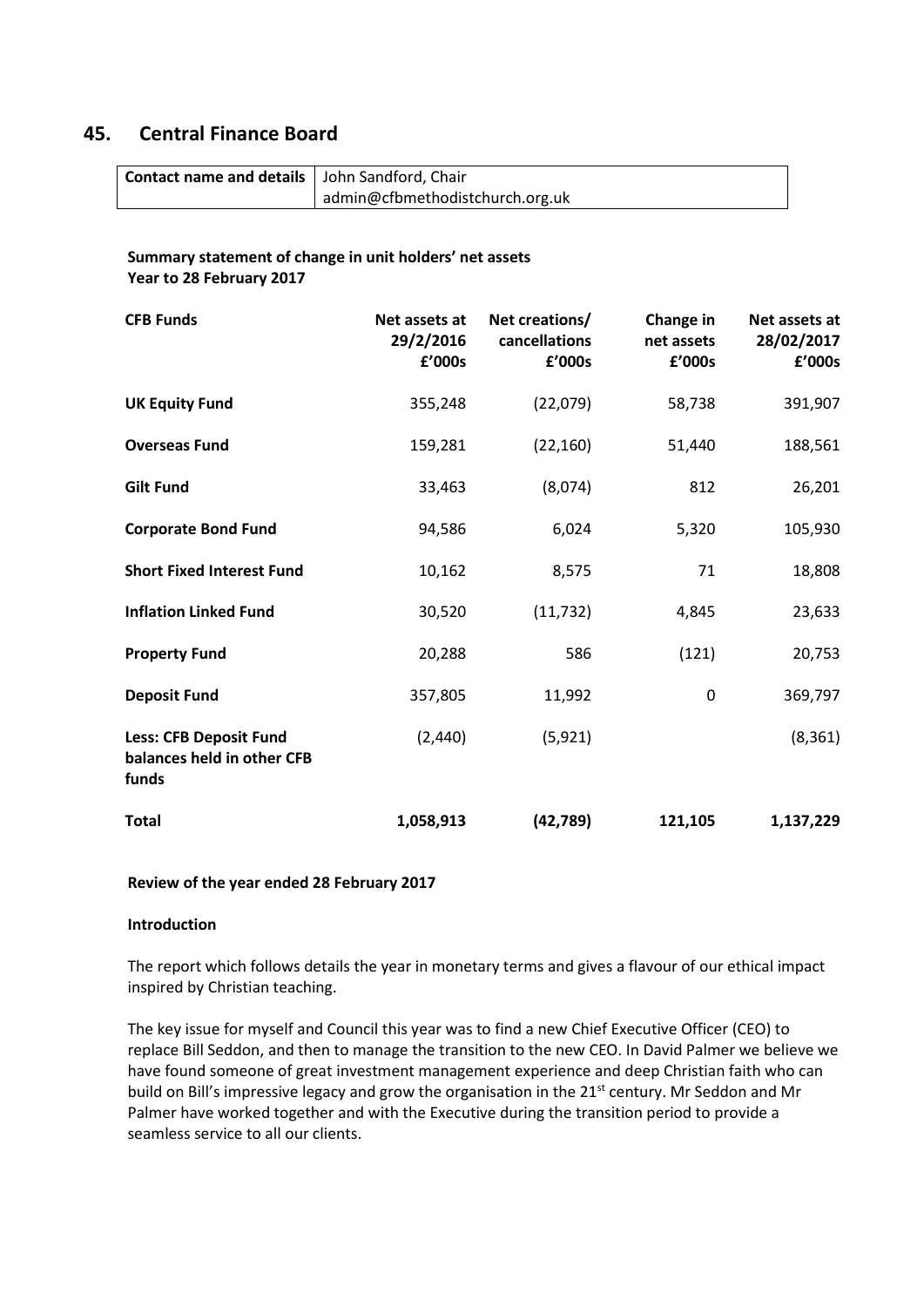## 45. Central Finance Board

| **Contact name and details** | John Sandford, Chair<br>admin@cfbmethodistchurch.org.uk |
|---|---|

**Summary statement of change in unit holders' net assets**
**Year to 28 February 2017**

| CFB Funds | Net assets at 29/2/2016 £'000s | Net creations/ cancellations £'000s | Change in net assets £'000s | Net assets at 28/02/2017 £'000s |
|---|---|---|---|---|
| **UK Equity Fund** | 355,248 | (22,079) | 58,738 | 391,907 |
| **Overseas Fund** | 159,281 | (22,160) | 51,440 | 188,561 |
| **Gilt Fund** | 33,463 | (8,074) | 812 | 26,201 |
| **Corporate Bond Fund** | 94,586 | 6,024 | 5,320 | 105,930 |
| **Short Fixed Interest Fund** | 10,162 | 8,575 | 71 | 18,808 |
| **Inflation Linked Fund** | 30,520 | (11,732) | 4,845 | 23,633 |
| **Property Fund** | 20,288 | 586 | (121) | 20,753 |
| **Deposit Fund** | 357,805 | 11,992 | 0 | 369,797 |
| **Less: CFB Deposit Fund balances held in other CFB funds** | (2,440) | (5,921) | | (8,361) |
| **Total** | **1,058,913** | **(42,789)** | **121,105** | **1,137,229** |

**Review of the year ended 28 February 2017**

**Introduction**

The report which follows details the year in monetary terms and gives a flavour of our ethical impact inspired by Christian teaching.

The key issue for myself and Council this year was to find a new Chief Executive Officer (CEO) to replace Bill Seddon, and then to manage the transition to the new CEO. In David Palmer we believe we have found someone of great investment management experience and deep Christian faith who can build on Bill's impressive legacy and grow the organisation in the 21st century. Mr Seddon and Mr Palmer have worked together and with the Executive during the transition period to provide a seamless service to all our clients.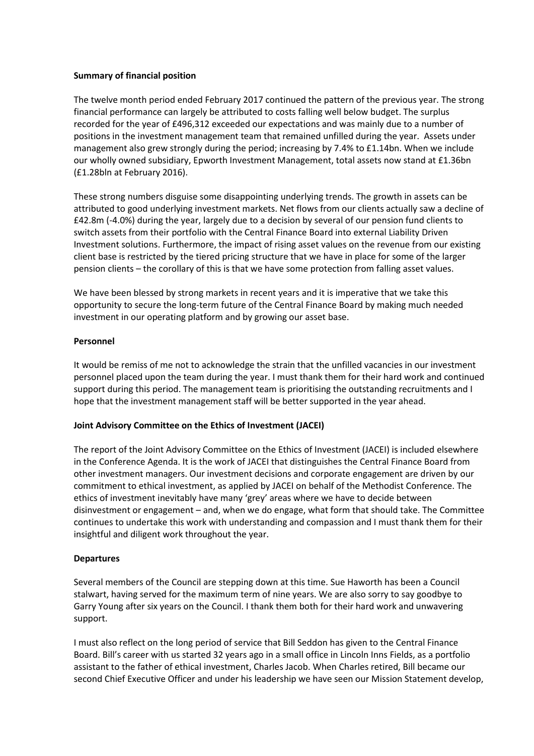**Summary of financial position**

The twelve month period ended February 2017 continued the pattern of the previous year. The strong financial performance can largely be attributed to costs falling well below budget. The surplus recorded for the year of £496,312 exceeded our expectations and was mainly due to a number of positions in the investment management team that remained unfilled during the year. Assets under management also grew strongly during the period; increasing by 7.4% to £1.14bn. When we include our wholly owned subsidiary, Epworth Investment Management, total assets now stand at £1.36bn (£1.28bln at February 2016).

These strong numbers disguise some disappointing underlying trends. The growth in assets can be attributed to good underlying investment markets. Net flows from our clients actually saw a decline of £42.8m (-4.0%) during the year, largely due to a decision by several of our pension fund clients to switch assets from their portfolio with the Central Finance Board into external Liability Driven Investment solutions. Furthermore, the impact of rising asset values on the revenue from our existing client base is restricted by the tiered pricing structure that we have in place for some of the larger pension clients – the corollary of this is that we have some protection from falling asset values.

We have been blessed by strong markets in recent years and it is imperative that we take this opportunity to secure the long-term future of the Central Finance Board by making much needed investment in our operating platform and by growing our asset base.

**Personnel**

It would be remiss of me not to acknowledge the strain that the unfilled vacancies in our investment personnel placed upon the team during the year. I must thank them for their hard work and continued support during this period. The management team is prioritising the outstanding recruitments and I hope that the investment management staff will be better supported in the year ahead.

**Joint Advisory Committee on the Ethics of Investment (JACEI)**

The report of the Joint Advisory Committee on the Ethics of Investment (JACEI) is included elsewhere in the Conference Agenda. It is the work of JACEI that distinguishes the Central Finance Board from other investment managers. Our investment decisions and corporate engagement are driven by our commitment to ethical investment, as applied by JACEI on behalf of the Methodist Conference. The ethics of investment inevitably have many 'grey' areas where we have to decide between disinvestment or engagement – and, when we do engage, what form that should take. The Committee continues to undertake this work with understanding and compassion and I must thank them for their insightful and diligent work throughout the year.

**Departures**

Several members of the Council are stepping down at this time. Sue Haworth has been a Council stalwart, having served for the maximum term of nine years. We are also sorry to say goodbye to Garry Young after six years on the Council. I thank them both for their hard work and unwavering support.

I must also reflect on the long period of service that Bill Seddon has given to the Central Finance Board. Bill's career with us started 32 years ago in a small office in Lincoln Inns Fields, as a portfolio assistant to the father of ethical investment, Charles Jacob. When Charles retired, Bill became our second Chief Executive Officer and under his leadership we have seen our Mission Statement develop,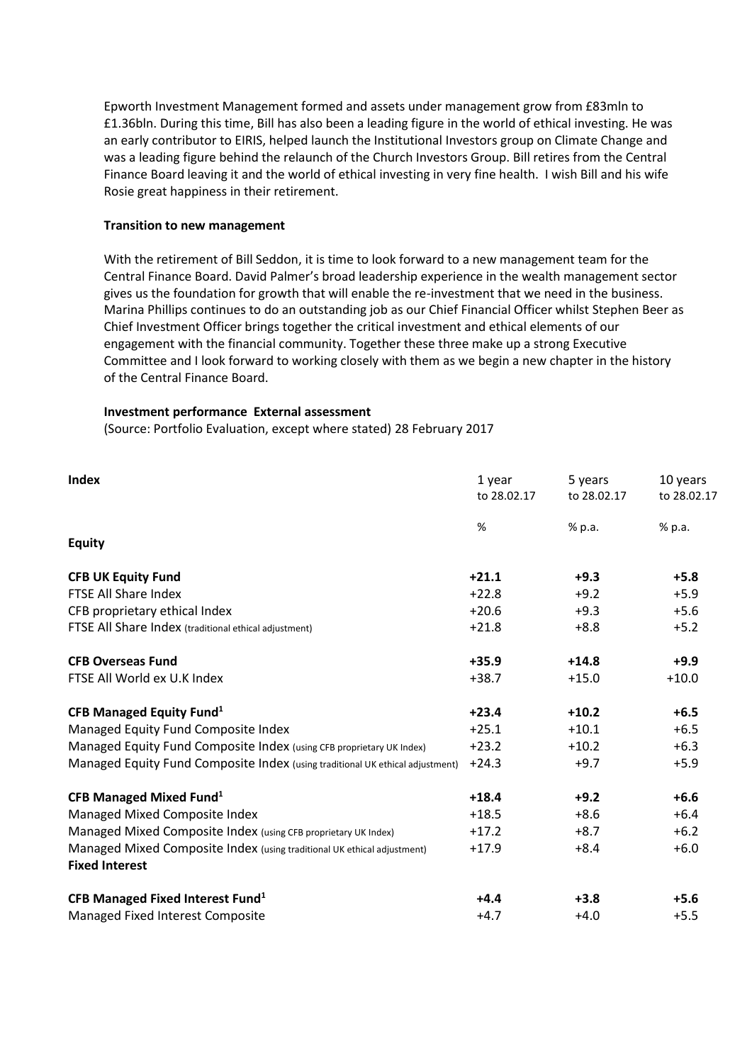Epworth Investment Management formed and assets under management grow from £83mln to £1.36bln. During this time, Bill has also been a leading figure in the world of ethical investing. He was an early contributor to EIRIS, helped launch the Institutional Investors group on Climate Change and was a leading figure behind the relaunch of the Church Investors Group. Bill retires from the Central Finance Board leaving it and the world of ethical investing in very fine health. I wish Bill and his wife Rosie great happiness in their retirement.

**Transition to new management**

With the retirement of Bill Seddon, it is time to look forward to a new management team for the Central Finance Board. David Palmer's broad leadership experience in the wealth management sector gives us the foundation for growth that will enable the re-investment that we need in the business. Marina Phillips continues to do an outstanding job as our Chief Financial Officer whilst Stephen Beer as Chief Investment Officer brings together the critical investment and ethical elements of our engagement with the financial community. Together these three make up a strong Executive Committee and I look forward to working closely with them as we begin a new chapter in the history of the Central Finance Board.

**Investment performance External assessment**

(Source: Portfolio Evaluation, except where stated) 28 February 2017

| **Index** | 1 year to 28.02.17 | 5 years to 28.02.17 | 10 years to 28.02.17 |
|---|---|---|---|
| | % | % p.a. | % p.a. |
| **Equity** | | | |
| **CFB UK Equity Fund** | **+21.1** | **+9.3** | **+5.8** |
| FTSE All Share Index | +22.8 | +9.2 | +5.9 |
| CFB proprietary ethical Index | +20.6 | +9.3 | +5.6 |
| FTSE All Share Index (traditional ethical adjustment) | +21.8 | +8.8 | +5.2 |
| **CFB Overseas Fund** | **+35.9** | **+14.8** | **+9.9** |
| FTSE All World ex U.K Index | +38.7 | +15.0 | +10.0 |
| **CFB Managed Equity Fund**[1] | **+23.4** | **+10.2** | **+6.5** |
| Managed Equity Fund Composite Index | +25.1 | +10.1 | +6.5 |
| Managed Equity Fund Composite Index (using CFB proprietary UK Index) | +23.2 | +10.2 | +6.3 |
| Managed Equity Fund Composite Index (using traditional UK ethical adjustment) | +24.3 | +9.7 | +5.9 |
| **CFB Managed Mixed Fund**[1] | **+18.4** | **+9.2** | **+6.6** |
| Managed Mixed Composite Index | +18.5 | +8.6 | +6.4 |
| Managed Mixed Composite Index (using CFB proprietary UK Index) | +17.2 | +8.7 | +6.2 |
| Managed Mixed Composite Index (using traditional UK ethical adjustment) | +17.9 | +8.4 | +6.0 |
| **Fixed Interest** | | | |
| **CFB Managed Fixed Interest Fund**[1] | **+4.4** | **+3.8** | **+5.6** |
| Managed Fixed Interest Composite | +4.7 | +4.0 | +5.5 |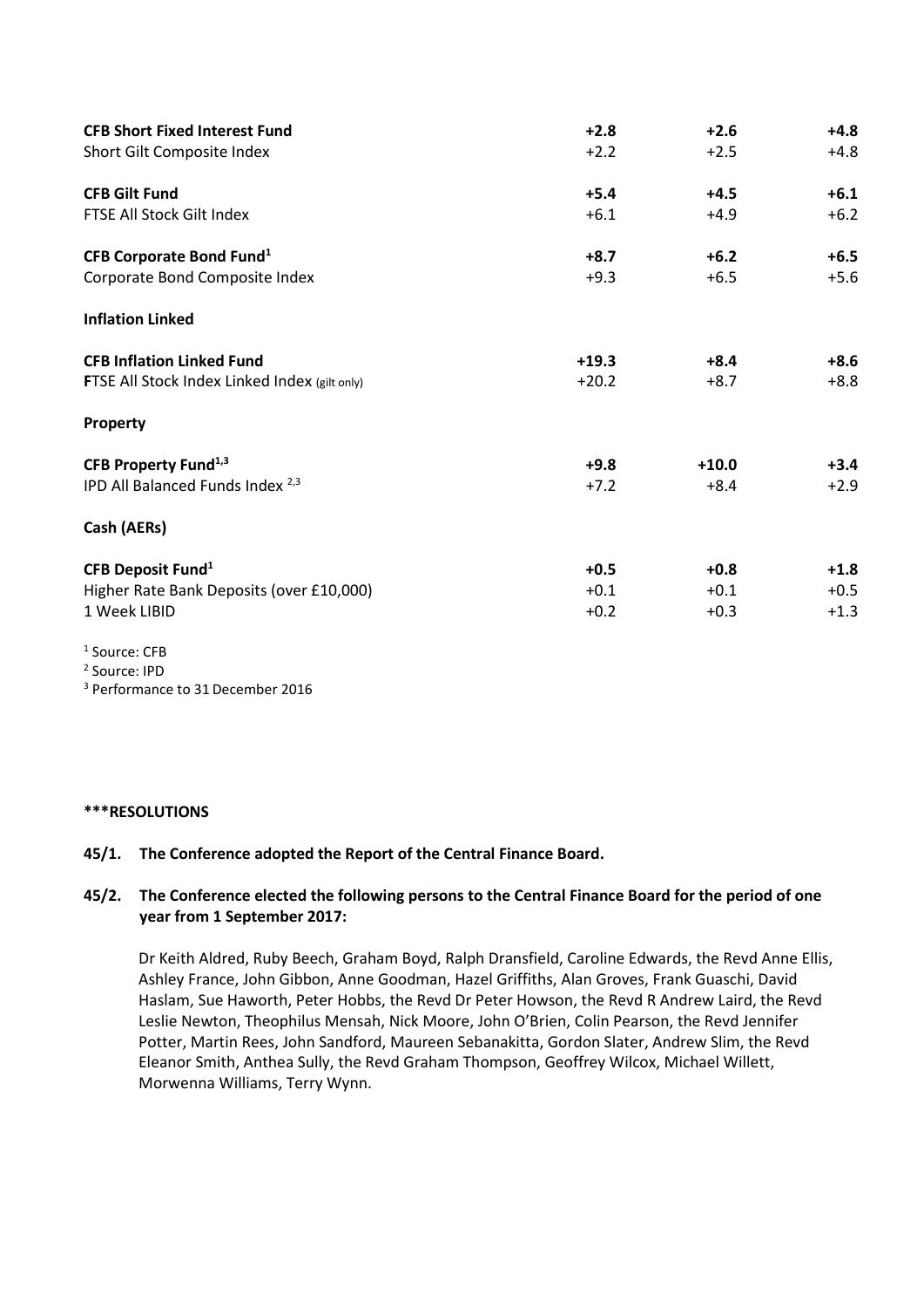| | | | |
|---|---|---|---|
| **CFB Short Fixed Interest Fund** | **+2.8** | **+2.6** | **+4.8** |
| Short Gilt Composite Index | +2.2 | +2.5 | +4.8 |
| **CFB Gilt Fund** | **+5.4** | **+4.5** | **+6.1** |
| FTSE All Stock Gilt Index | +6.1 | +4.9 | +6.2 |
| **CFB Corporate Bond Fund[1]** | **+8.7** | **+6.2** | **+6.5** |
| Corporate Bond Composite Index | +9.3 | +6.5 | +5.6 |
| **Inflation Linked** | | | |
| **CFB Inflation Linked Fund** | **+19.3** | **+8.4** | **+8.6** |
| FTSE All Stock Index Linked Index (gilt only) | +20.2 | +8.7 | +8.8 |
| **Property** | | | |
| **CFB Property Fund[1,3]** | **+9.8** | **+10.0** | **+3.4** |
| IPD All Balanced Funds Index [2,3] | +7.2 | +8.4 | +2.9 |
| **Cash (AERs)** | | | |
| **CFB Deposit Fund[1]** | **+0.5** | **+0.8** | **+1.8** |
| Higher Rate Bank Deposits (over £10,000) | +0.1 | +0.1 | +0.5 |
| 1 Week LIBID | +0.2 | +0.3 | +1.3 |

[1] Source: CFB
[2] Source: IPD
[3] Performance to 31 December 2016

**\*\*\*RESOLUTIONS**

**45/1. The Conference adopted the Report of the Central Finance Board.**

**45/2. The Conference elected the following persons to the Central Finance Board for the period of one year from 1 September 2017:**

Dr Keith Aldred, Ruby Beech, Graham Boyd, Ralph Dransfield, Caroline Edwards, the Revd Anne Ellis, Ashley France, John Gibbon, Anne Goodman, Hazel Griffiths, Alan Groves, Frank Guaschi, David Haslam, Sue Haworth, Peter Hobbs, the Revd Dr Peter Howson, the Revd R Andrew Laird, the Revd Leslie Newton, Theophilus Mensah, Nick Moore, John O'Brien, Colin Pearson, the Revd Jennifer Potter, Martin Rees, John Sandford, Maureen Sebanakitta, Gordon Slater, Andrew Slim, the Revd Eleanor Smith, Anthea Sully, the Revd Graham Thompson, Geoffrey Wilcox, Michael Willett, Morwenna Williams, Terry Wynn.